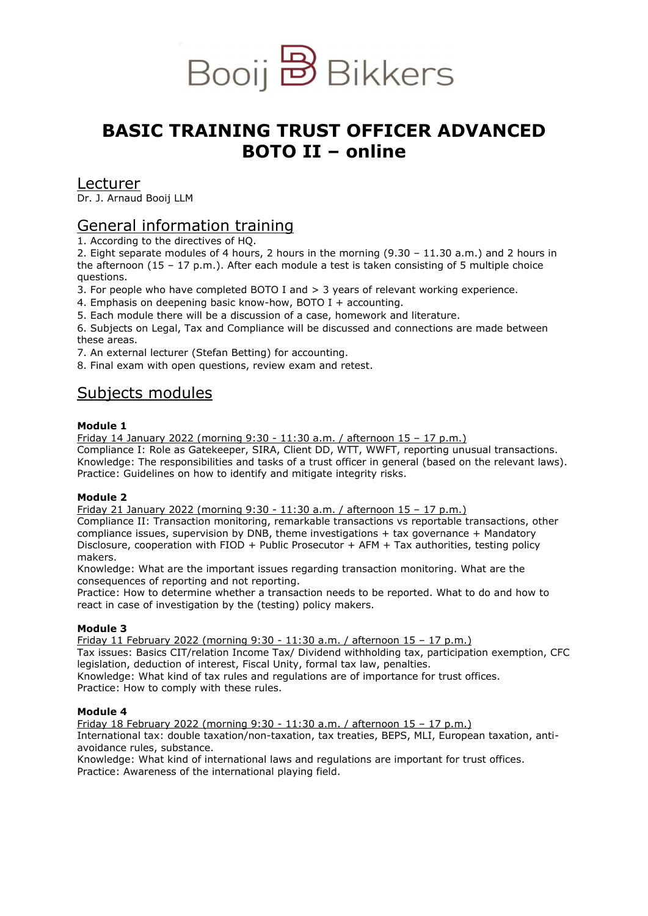Booij Bikkers

# BASIC TRAINING TRUST OFFICER ADVANCED BOTO II – online

## Lecturer

Dr. J. Arnaud Booij LLM

## General information training

1. According to the directives of HQ.
2. Eight separate modules of 4 hours, 2 hours in the morning (9.30 – 11.30 a.m.) and 2 hours in the afternoon (15 – 17 p.m.). After each module a test is taken consisting of 5 multiple choice questions.
3. For people who have completed BOTO I and > 3 years of relevant working experience.
4. Emphasis on deepening basic know-how, BOTO I + accounting.
5. Each module there will be a discussion of a case, homework and literature.
6. Subjects on Legal, Tax and Compliance will be discussed and connections are made between these areas.
7. An external lecturer (Stefan Betting) for accounting.
8. Final exam with open questions, review exam and retest.

## Subjects modules

**Module 1**

Friday 14 January 2022 (morning 9:30 - 11:30 a.m. / afternoon 15 – 17 p.m.)
Compliance I: Role as Gatekeeper, SIRA, Client DD, WTT, WWFT, reporting unusual transactions.
Knowledge: The responsibilities and tasks of a trust officer in general (based on the relevant laws).
Practice: Guidelines on how to identify and mitigate integrity risks.

**Module 2**

Friday 21 January 2022 (morning 9:30 - 11:30 a.m. / afternoon 15 – 17 p.m.)
Compliance II: Transaction monitoring, remarkable transactions vs reportable transactions, other compliance issues, supervision by DNB, theme investigations + tax governance + Mandatory Disclosure, cooperation with FIOD + Public Prosecutor + AFM + Tax authorities, testing policy makers.
Knowledge: What are the important issues regarding transaction monitoring. What are the consequences of reporting and not reporting.
Practice: How to determine whether a transaction needs to be reported. What to do and how to react in case of investigation by the (testing) policy makers.

**Module 3**

Friday 11 February 2022 (morning 9:30 - 11:30 a.m. / afternoon 15 – 17 p.m.)
Tax issues: Basics CIT/relation Income Tax/ Dividend withholding tax, participation exemption, CFC legislation, deduction of interest, Fiscal Unity, formal tax law, penalties.
Knowledge: What kind of tax rules and regulations are of importance for trust offices.
Practice: How to comply with these rules.

**Module 4**

Friday 18 February 2022 (morning 9:30 - 11:30 a.m. / afternoon 15 – 17 p.m.)
International tax: double taxation/non-taxation, tax treaties, BEPS, MLI, European taxation, anti-avoidance rules, substance.
Knowledge: What kind of international laws and regulations are important for trust offices.
Practice: Awareness of the international playing field.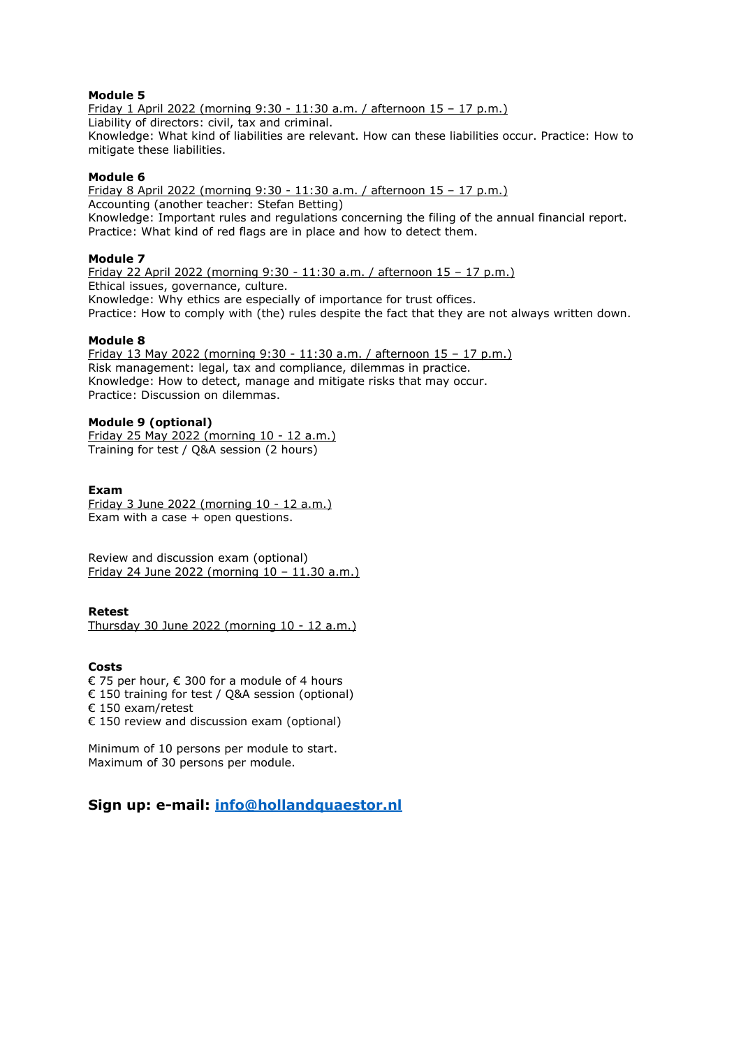**Module 5**

Friday 1 April 2022 (morning 9:30 - 11:30 a.m. / afternoon 15 – 17 p.m.)
Liability of directors: civil, tax and criminal.
Knowledge: What kind of liabilities are relevant. How can these liabilities occur. Practice: How to mitigate these liabilities.

**Module 6**

Friday 8 April 2022 (morning 9:30 - 11:30 a.m. / afternoon 15 – 17 p.m.)
Accounting (another teacher: Stefan Betting)
Knowledge: Important rules and regulations concerning the filing of the annual financial report.
Practice: What kind of red flags are in place and how to detect them.

**Module 7**

Friday 22 April 2022 (morning 9:30 - 11:30 a.m. / afternoon 15 – 17 p.m.)
Ethical issues, governance, culture.
Knowledge: Why ethics are especially of importance for trust offices.
Practice: How to comply with (the) rules despite the fact that they are not always written down.

**Module 8**

Friday 13 May 2022 (morning 9:30 - 11:30 a.m. / afternoon 15 – 17 p.m.)
Risk management: legal, tax and compliance, dilemmas in practice.
Knowledge: How to detect, manage and mitigate risks that may occur.
Practice: Discussion on dilemmas.

**Module 9 (optional)**

Friday 25 May 2022 (morning 10 - 12 a.m.)
Training for test / Q&A session (2 hours)

**Exam**

Friday 3 June 2022 (morning 10 - 12 a.m.)
Exam with a case + open questions.

Review and discussion exam (optional)
Friday 24 June 2022 (morning 10 – 11.30 a.m.)

**Retest**

Thursday 30 June 2022 (morning 10 - 12 a.m.)

**Costs**

€ 75 per hour, € 300 for a module of 4 hours
€ 150 training for test / Q&A session (optional)
€ 150 exam/retest
€ 150 review and discussion exam (optional)

Minimum of 10 persons per module to start.
Maximum of 30 persons per module.

## Sign up: e-mail: info@hollandquaestor.nl